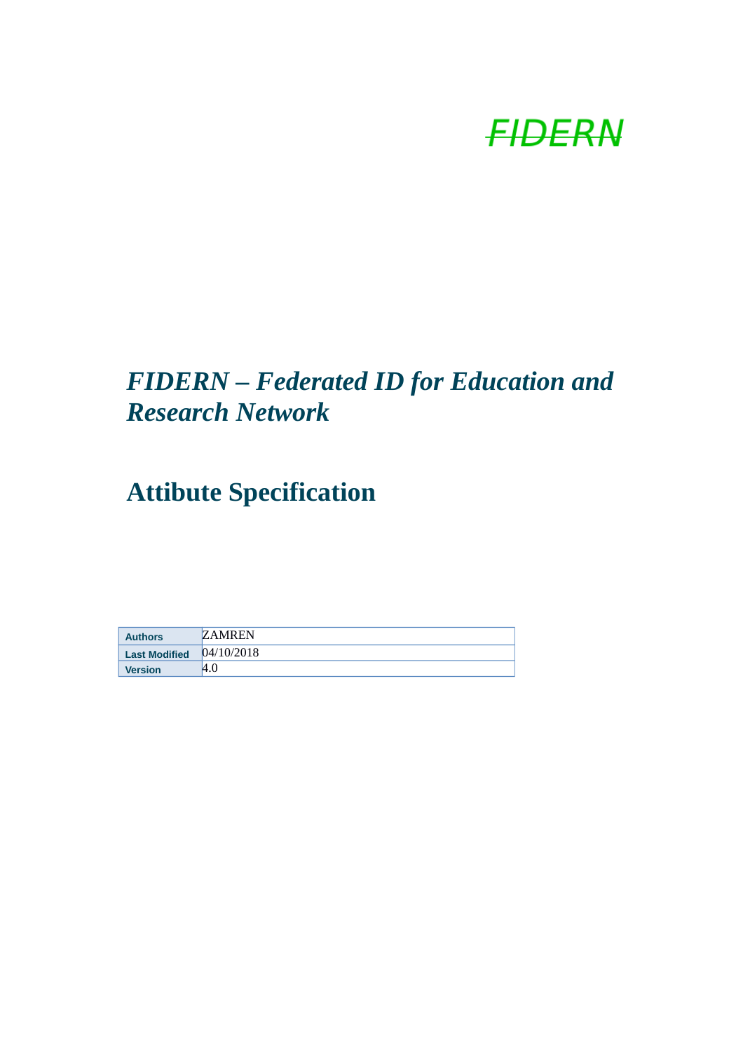FIDERN

# *FIDERN – Federated ID for Education and Research Network*

# Attibute Specification

| **Authors** | ZAMREN |
|---|---|
| **Last Modified** | 04/10/2018 |
| **Version** | 4.0 |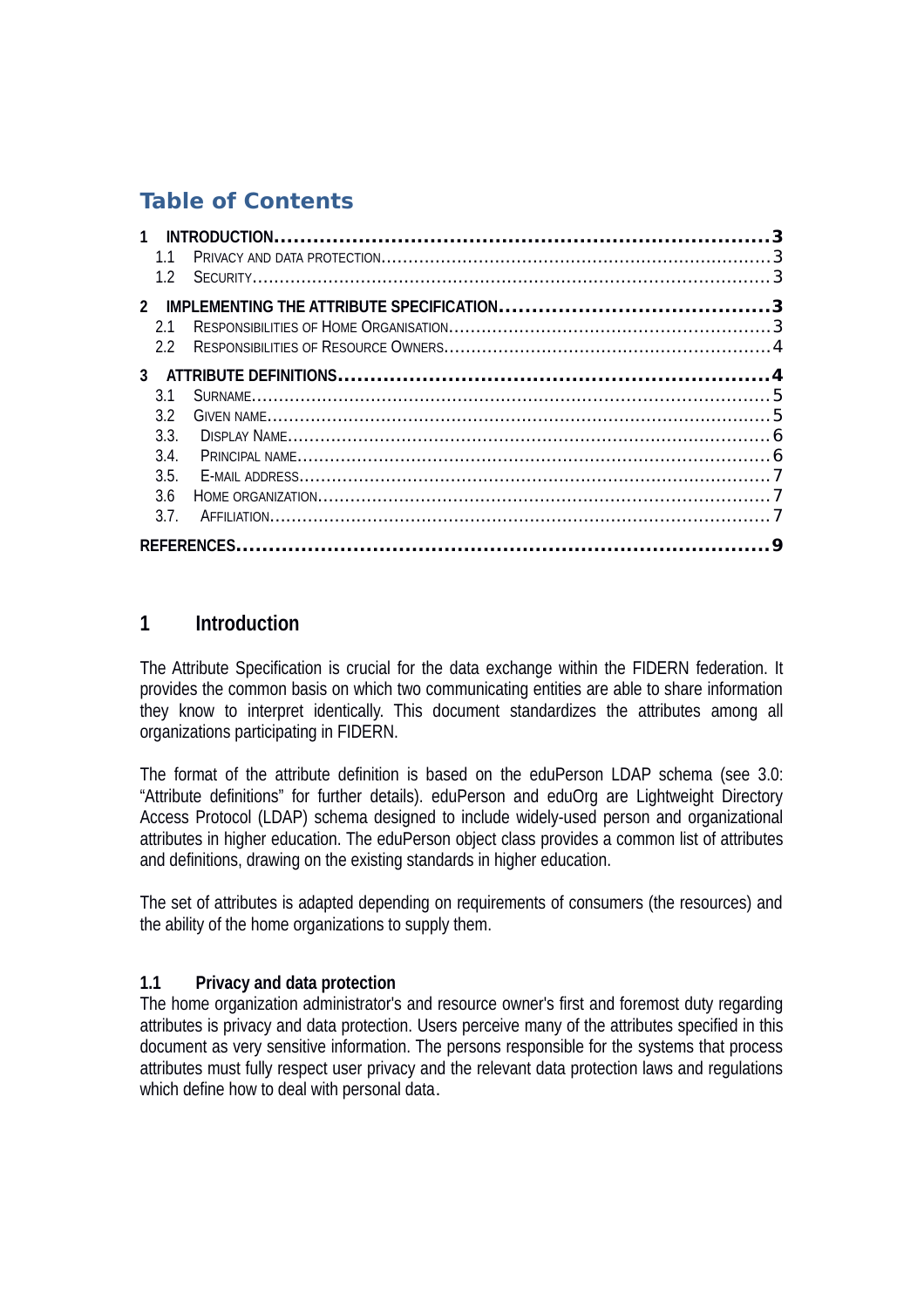## Table of Contents

- **1 INTRODUCTION** .......... **3**
  - 1.1 PRIVACY AND DATA PROTECTION .......... 3
  - 1.2 SECURITY .......... 3
- **2 IMPLEMENTING THE ATTRIBUTE SPECIFICATION** .......... **3**
  - 2.1 RESPONSIBILITIES OF HOME ORGANISATION .......... 3
  - 2.2 RESPONSIBILITIES OF RESOURCE OWNERS .......... 4
- **3 ATTRIBUTE DEFINITIONS** .......... **4**
  - 3.1 SURNAME .......... 5
  - 3.2 GIVEN NAME .......... 5
  - 3.3. DISPLAY NAME .......... 6
  - 3.4. PRINCIPAL NAME .......... 6
  - 3.5. E-MAIL ADDRESS .......... 7
  - 3.6 HOME ORGANIZATION .......... 7
  - 3.7. AFFILIATION .......... 7
- **REFERENCES** .......... **9**

# 1 Introduction

The Attribute Specification is crucial for the data exchange within the FIDERN federation. It provides the common basis on which two communicating entities are able to share information they know to interpret identically. This document standardizes the attributes among all organizations participating in FIDERN.

The format of the attribute definition is based on the eduPerson LDAP schema (see 3.0: “Attribute definitions” for further details). eduPerson and eduOrg are Lightweight Directory Access Protocol (LDAP) schema designed to include widely-used person and organizational attributes in higher education. The eduPerson object class provides a common list of attributes and definitions, drawing on the existing standards in higher education.

The set of attributes is adapted depending on requirements of consumers (the resources) and the ability of the home organizations to supply them.

## 1.1 Privacy and data protection

The home organization administrator's and resource owner's first and foremost duty regarding attributes is privacy and data protection. Users perceive many of the attributes specified in this document as very sensitive information. The persons responsible for the systems that process attributes must fully respect user privacy and the relevant data protection laws and regulations which define how to deal with personal data.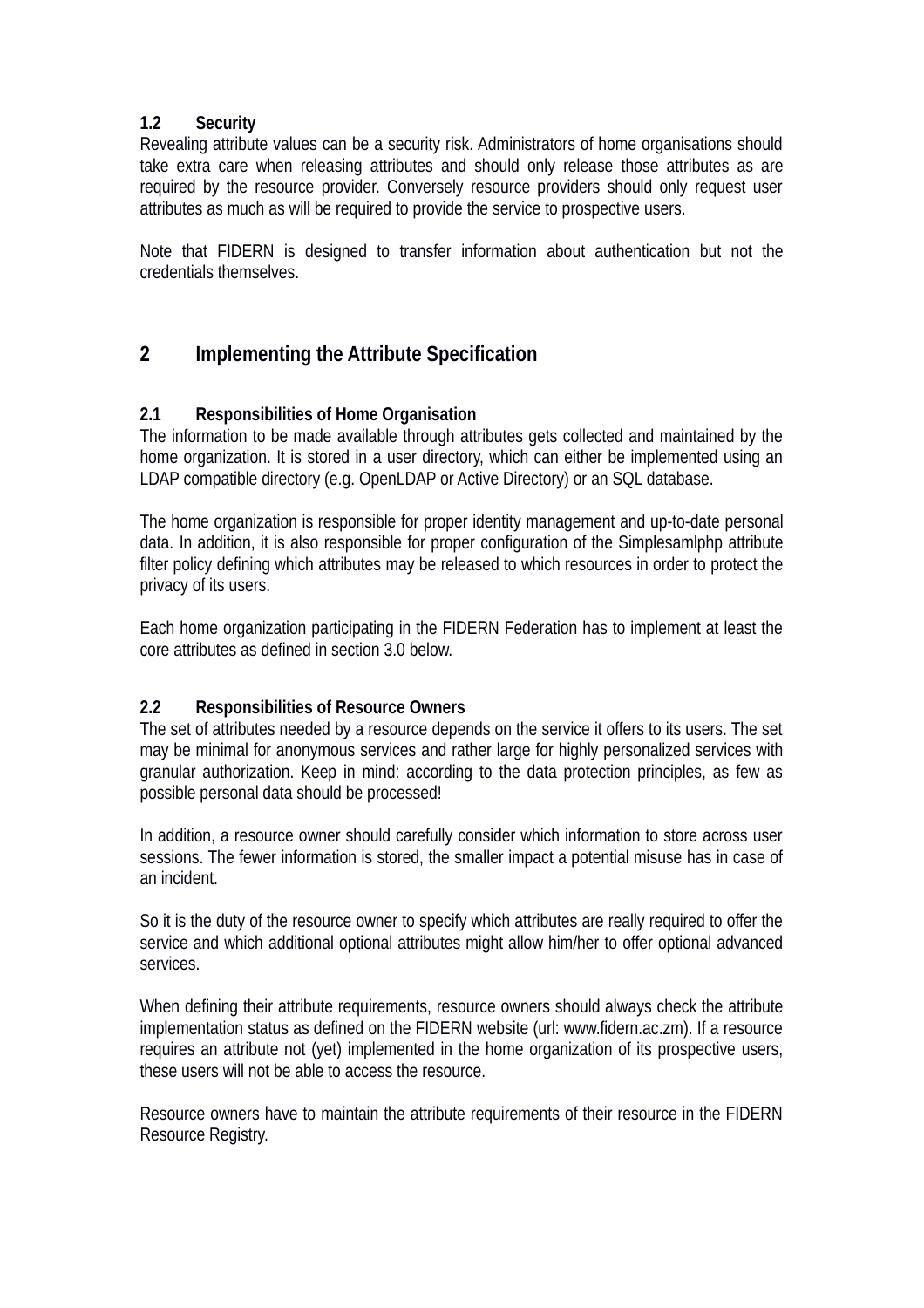### 1.2 Security

Revealing attribute values can be a security risk. Administrators of home organisations should take extra care when releasing attributes and should only release those attributes as are required by the resource provider. Conversely resource providers should only request user attributes as much as will be required to provide the service to prospective users.

Note that FIDERN is designed to transfer information about authentication but not the credentials themselves.

## 2 Implementing the Attribute Specification

### 2.1 Responsibilities of Home Organisation

The information to be made available through attributes gets collected and maintained by the home organization. It is stored in a user directory, which can either be implemented using an LDAP compatible directory (e.g. OpenLDAP or Active Directory) or an SQL database.

The home organization is responsible for proper identity management and up-to-date personal data. In addition, it is also responsible for proper configuration of the Simplesamlphp attribute filter policy defining which attributes may be released to which resources in order to protect the privacy of its users.

Each home organization participating in the FIDERN Federation has to implement at least the core attributes as defined in section 3.0 below.

### 2.2 Responsibilities of Resource Owners

The set of attributes needed by a resource depends on the service it offers to its users. The set may be minimal for anonymous services and rather large for highly personalized services with granular authorization. Keep in mind: according to the data protection principles, as few as possible personal data should be processed!

In addition, a resource owner should carefully consider which information to store across user sessions. The fewer information is stored, the smaller impact a potential misuse has in case of an incident.

So it is the duty of the resource owner to specify which attributes are really required to offer the service and which additional optional attributes might allow him/her to offer optional advanced services.

When defining their attribute requirements, resource owners should always check the attribute implementation status as defined on the FIDERN website (url: www.fidern.ac.zm). If a resource requires an attribute not (yet) implemented in the home organization of its prospective users, these users will not be able to access the resource.

Resource owners have to maintain the attribute requirements of their resource in the FIDERN Resource Registry.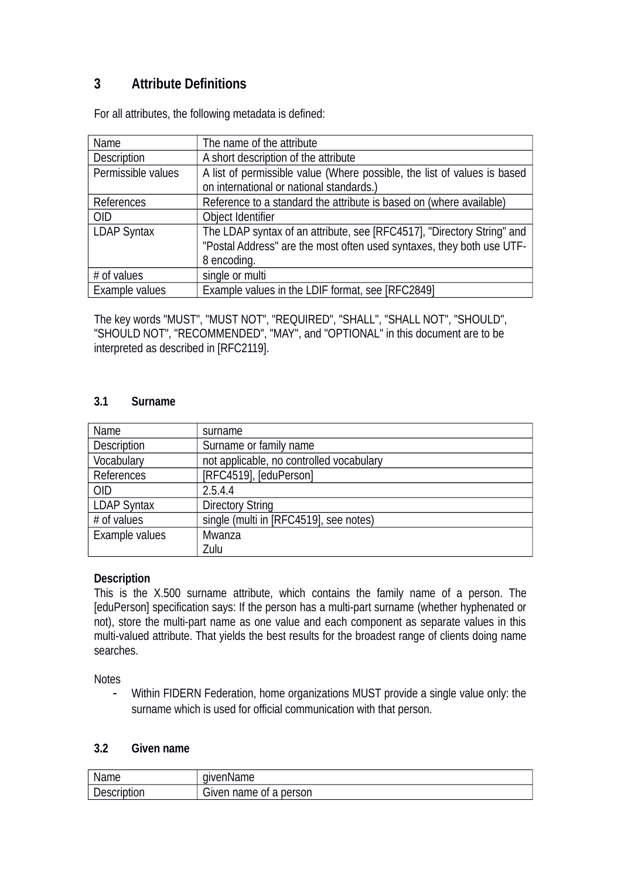# 3 Attribute Definitions

For all attributes, the following metadata is defined:

| Name | The name of the attribute |
|---|---|
| Description | A short description of the attribute |
| Permissible values | A list of permissible value (Where possible, the list of values is based on international or national standards.) |
| References | Reference to a standard the attribute is based on (where available) |
| OID | Object Identifier |
| LDAP Syntax | The LDAP syntax of an attribute, see [RFC4517], "Directory String" and "Postal Address" are the most often used syntaxes, they both use UTF-8 encoding. |
| # of values | single or multi |
| Example values | Example values in the LDIF format, see [RFC2849] |

The key words "MUST", "MUST NOT", "REQUIRED", "SHALL", "SHALL NOT", "SHOULD", "SHOULD NOT", "RECOMMENDED", "MAY", and "OPTIONAL" in this document are to be interpreted as described in [RFC2119].

## 3.1 Surname

| Name | surname |
|---|---|
| Description | Surname or family name |
| Vocabulary | not applicable, no controlled vocabulary |
| References | [RFC4519], [eduPerson] |
| OID | 2.5.4.4 |
| LDAP Syntax | Directory String |
| # of values | single (multi in [RFC4519], see notes) |
| Example values | Mwanza<br>Zulu |

**Description**

This is the X.500 surname attribute, which contains the family name of a person. The [eduPerson] specification says: If the person has a multi-part surname (whether hyphenated or not), store the multi-part name as one value and each component as separate values in this multi-valued attribute. That yields the best results for the broadest range of clients doing name searches.

Notes

- Within FIDERN Federation, home organizations MUST provide a single value only: the surname which is used for official communication with that person.

## 3.2 Given name

| Name | givenName |
|---|---|
| Description | Given name of a person |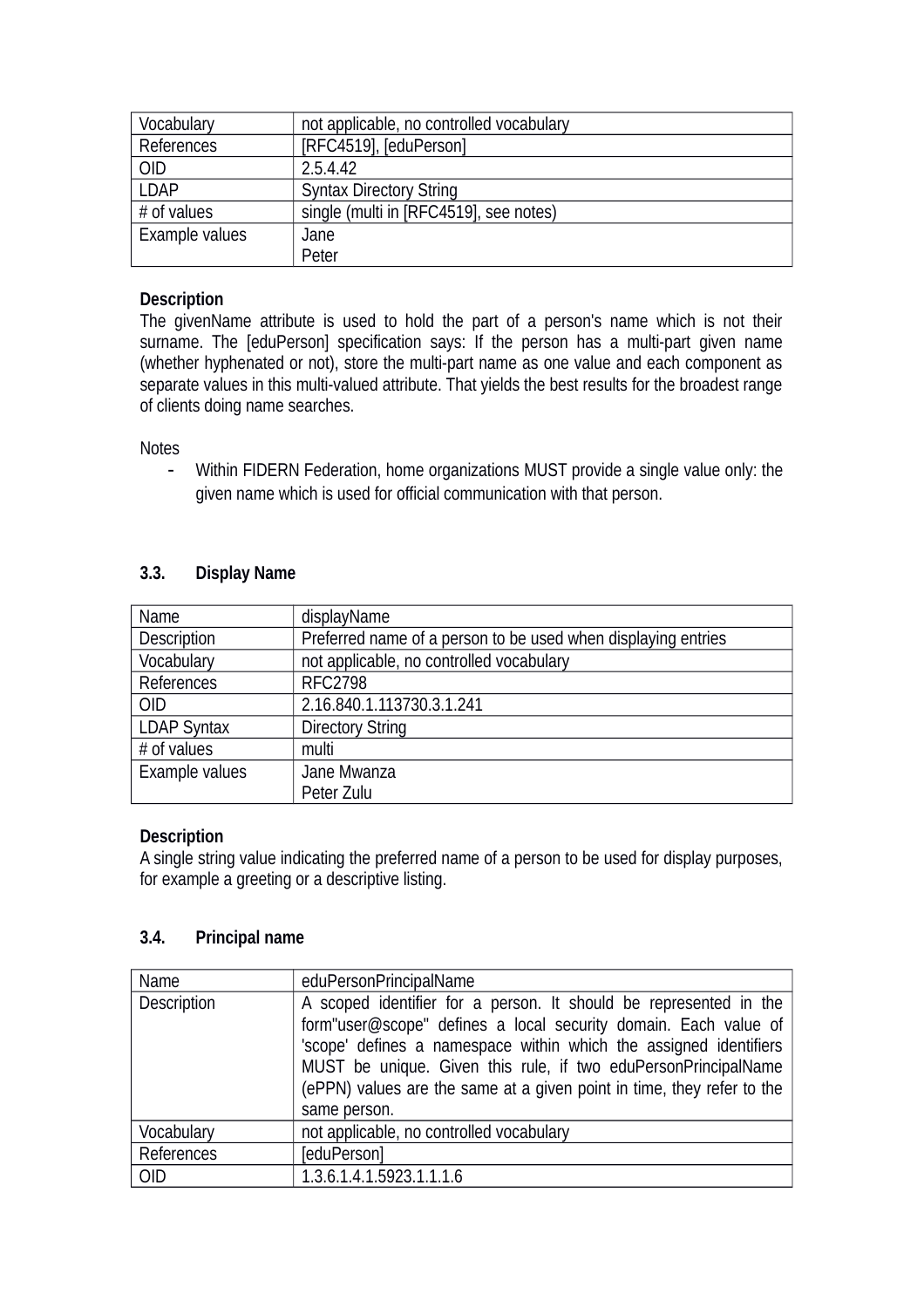| | |
|---|---|
| Vocabulary | not applicable, no controlled vocabulary |
| References | [RFC4519], [eduPerson] |
| OID | 2.5.4.42 |
| LDAP | Syntax Directory String |
| # of values | single (multi in [RFC4519], see notes) |
| Example values | Jane<br>Peter |

**Description**

The givenName attribute is used to hold the part of a person's name which is not their surname. The [eduPerson] specification says: If the person has a multi-part given name (whether hyphenated or not), store the multi-part name as one value and each component as separate values in this multi-valued attribute. That yields the best results for the broadest range of clients doing name searches.

Notes

- Within FIDERN Federation, home organizations MUST provide a single value only: the given name which is used for official communication with that person.

### 3.3. Display Name

| | |
|---|---|
| Name | displayName |
| Description | Preferred name of a person to be used when displaying entries |
| Vocabulary | not applicable, no controlled vocabulary |
| References | RFC2798 |
| OID | 2.16.840.1.113730.3.1.241 |
| LDAP Syntax | Directory String |
| # of values | multi |
| Example values | Jane Mwanza<br>Peter Zulu |

**Description**

A single string value indicating the preferred name of a person to be used for display purposes, for example a greeting or a descriptive listing.

### 3.4. Principal name

| | |
|---|---|
| Name | eduPersonPrincipalName |
| Description | A scoped identifier for a person. It should be represented in the form"user@scope" defines a local security domain. Each value of 'scope' defines a namespace within which the assigned identifiers MUST be unique. Given this rule, if two eduPersonPrincipalName (ePPN) values are the same at a given point in time, they refer to the same person. |
| Vocabulary | not applicable, no controlled vocabulary |
| References | [eduPerson] |
| OID | 1.3.6.1.4.1.5923.1.1.1.6 |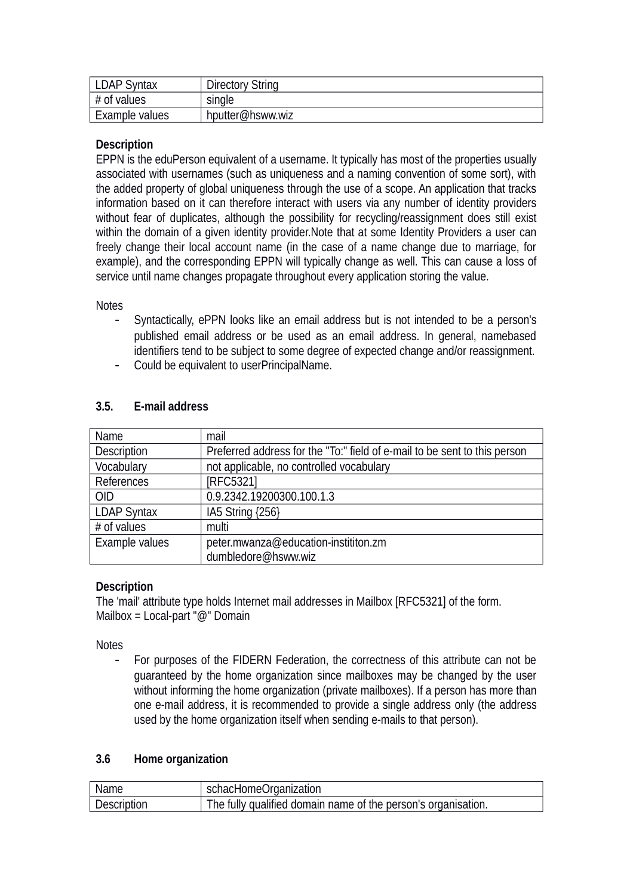| LDAP Syntax | Directory String |
|---|---|
| # of values | single |
| Example values | hputter@hsww.wiz |

**Description**

EPPN is the eduPerson equivalent of a username. It typically has most of the properties usually associated with usernames (such as uniqueness and a naming convention of some sort), with the added property of global uniqueness through the use of a scope. An application that tracks information based on it can therefore interact with users via any number of identity providers without fear of duplicates, although the possibility for recycling/reassignment does still exist within the domain of a given identity provider.Note that at some Identity Providers a user can freely change their local account name (in the case of a name change due to marriage, for example), and the corresponding EPPN will typically change as well. This can cause a loss of service until name changes propagate throughout every application storing the value.

Notes

- Syntactically, ePPN looks like an email address but is not intended to be a person's published email address or be used as an email address. In general, namebased identifiers tend to be subject to some degree of expected change and/or reassignment.
- Could be equivalent to userPrincipalName.

### 3.5. E-mail address

| Name | mail |
|---|---|
| Description | Preferred address for the "To:" field of e-mail to be sent to this person |
| Vocabulary | not applicable, no controlled vocabulary |
| References | [RFC5321] |
| OID | 0.9.2342.19200300.100.1.3 |
| LDAP Syntax | IA5 String {256} |
| # of values | multi |
| Example values | peter.mwanza@education-instititon.zm<br>dumbledore@hsww.wiz |

**Description**

The 'mail' attribute type holds Internet mail addresses in Mailbox [RFC5321] of the form.
Mailbox = Local-part "@" Domain

Notes

- For purposes of the FIDERN Federation, the correctness of this attribute can not be guaranteed by the home organization since mailboxes may be changed by the user without informing the home organization (private mailboxes). If a person has more than one e-mail address, it is recommended to provide a single address only (the address used by the home organization itself when sending e-mails to that person).

### 3.6 Home organization

| Name | schacHomeOrganization |
|---|---|
| Description | The fully qualified domain name of the person's organisation. |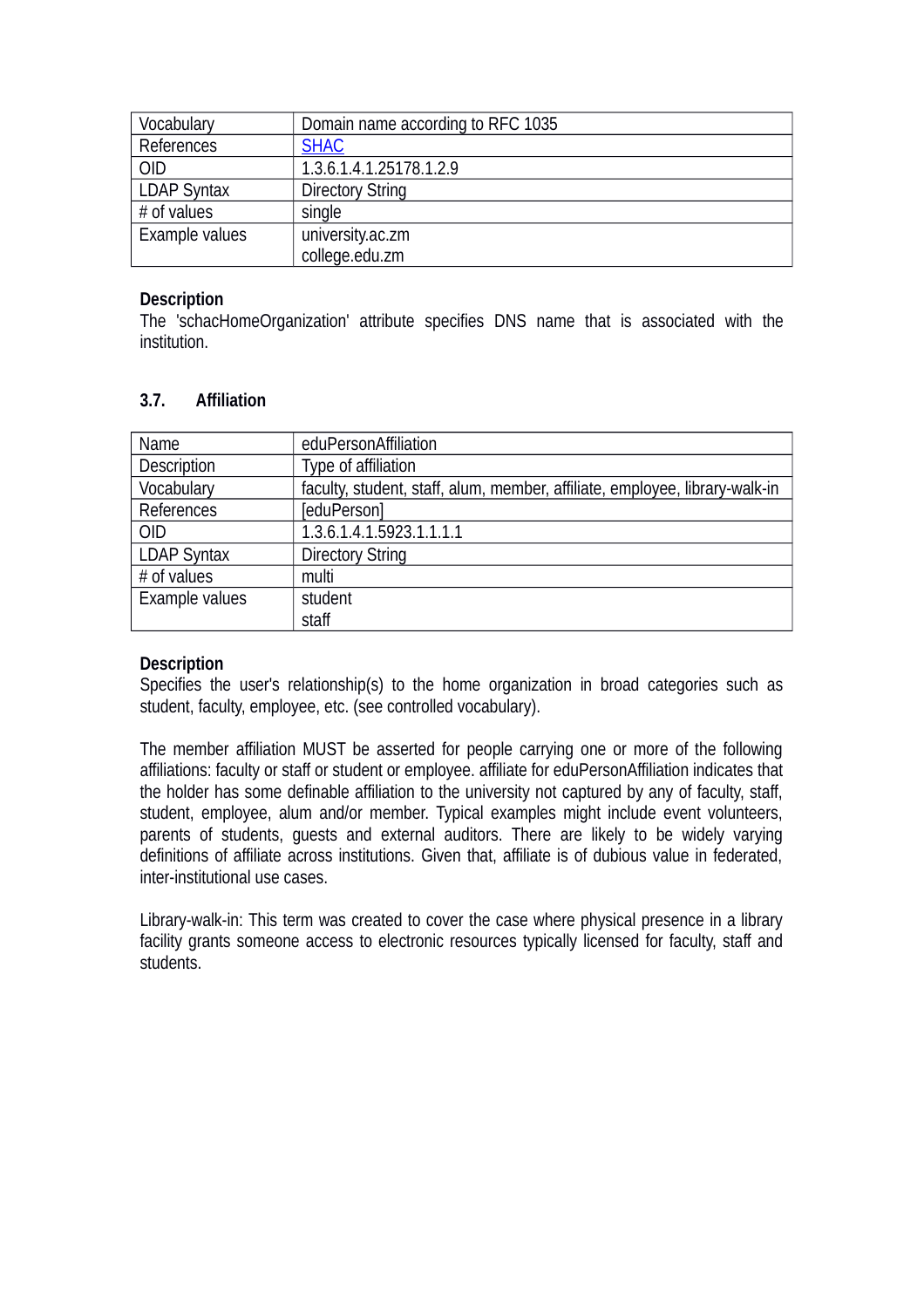| Vocabulary | Domain name according to RFC 1035 |
|---|---|
| References | SHAC |
| OID | 1.3.6.1.4.1.25178.1.2.9 |
| LDAP Syntax | Directory String |
| # of values | single |
| Example values | university.ac.zm<br>college.edu.zm |

**Description**

The 'schacHomeOrganization' attribute specifies DNS name that is associated with the institution.

### 3.7. Affiliation

| Name | eduPersonAffiliation |
|---|---|
| Description | Type of affiliation |
| Vocabulary | faculty, student, staff, alum, member, affiliate, employee, library-walk-in |
| References | [eduPerson] |
| OID | 1.3.6.1.4.1.5923.1.1.1.1 |
| LDAP Syntax | Directory String |
| # of values | multi |
| Example values | student<br>staff |

**Description**

Specifies the user's relationship(s) to the home organization in broad categories such as student, faculty, employee, etc. (see controlled vocabulary).

The member affiliation MUST be asserted for people carrying one or more of the following affiliations: faculty or staff or student or employee. affiliate for eduPersonAffiliation indicates that the holder has some definable affiliation to the university not captured by any of faculty, staff, student, employee, alum and/or member. Typical examples might include event volunteers, parents of students, guests and external auditors. There are likely to be widely varying definitions of affiliate across institutions. Given that, affiliate is of dubious value in federated, inter-institutional use cases.

Library-walk-in: This term was created to cover the case where physical presence in a library facility grants someone access to electronic resources typically licensed for faculty, staff and students.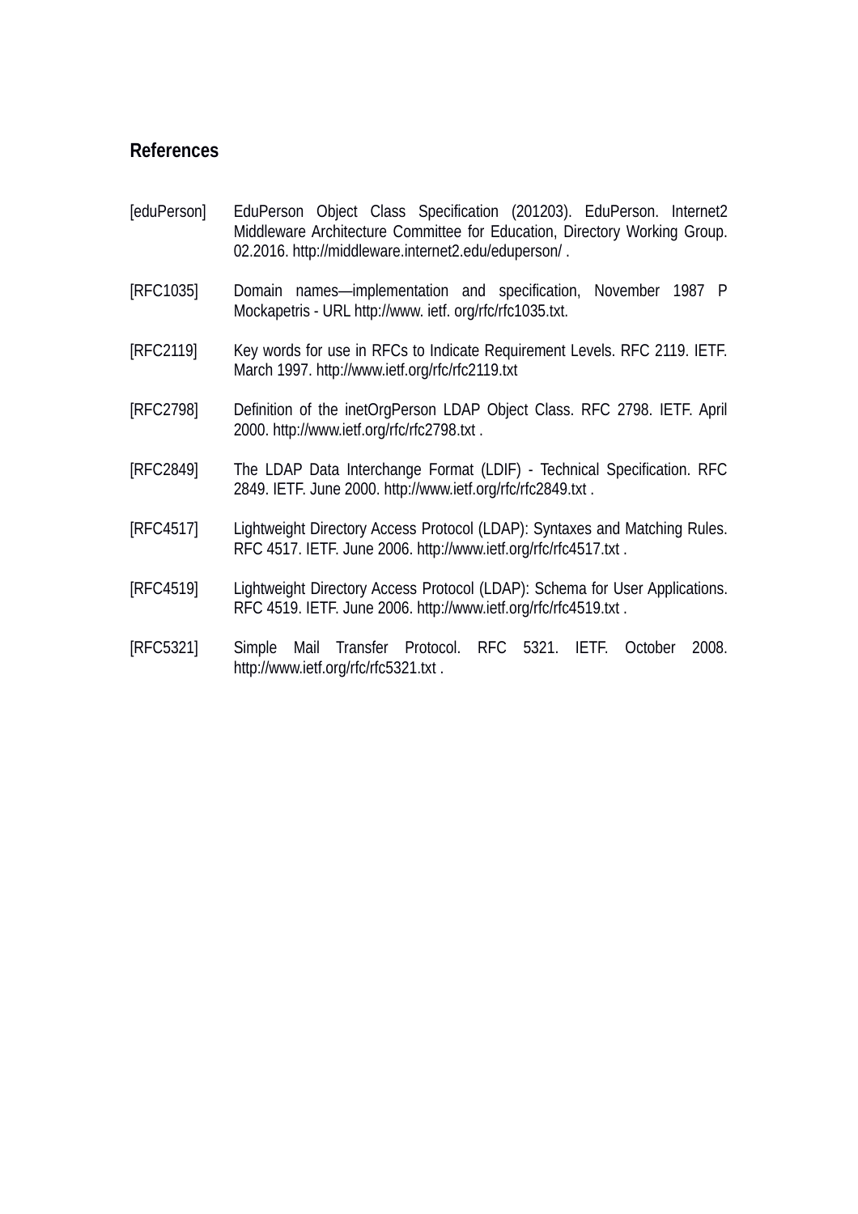## References

[eduPerson] EduPerson Object Class Specification (201203). EduPerson. Internet2 Middleware Architecture Committee for Education, Directory Working Group. 02.2016. http://middleware.internet2.edu/eduperson/ .

[RFC1035] Domain names—implementation and specification, November 1987 P Mockapetris - URL http://www. ietf. org/rfc/rfc1035.txt.

[RFC2119] Key words for use in RFCs to Indicate Requirement Levels. RFC 2119. IETF. March 1997. http://www.ietf.org/rfc/rfc2119.txt

[RFC2798] Definition of the inetOrgPerson LDAP Object Class. RFC 2798. IETF. April 2000. http://www.ietf.org/rfc/rfc2798.txt .

[RFC2849] The LDAP Data Interchange Format (LDIF) - Technical Specification. RFC 2849. IETF. June 2000. http://www.ietf.org/rfc/rfc2849.txt .

[RFC4517] Lightweight Directory Access Protocol (LDAP): Syntaxes and Matching Rules. RFC 4517. IETF. June 2006. http://www.ietf.org/rfc/rfc4517.txt .

[RFC4519] Lightweight Directory Access Protocol (LDAP): Schema for User Applications. RFC 4519. IETF. June 2006. http://www.ietf.org/rfc/rfc4519.txt .

[RFC5321] Simple Mail Transfer Protocol. RFC 5321. IETF. October 2008. http://www.ietf.org/rfc/rfc5321.txt .